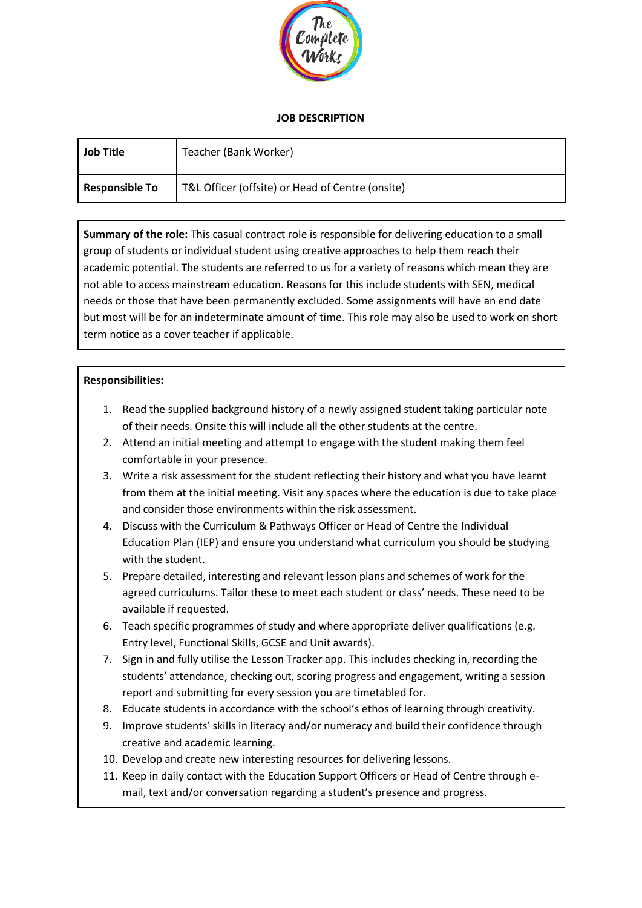# JOB DESCRIPTION

| Job Title | Teacher (Bank Worker) |
| --- | --- |
| Responsible To | T&L Officer (offsite) or Head of Centre (onsite) |

**Summary of the role:** This casual contract role is responsible for delivering education to a small group of students or individual student using creative approaches to help them reach their academic potential. The students are referred to us for a variety of reasons which mean they are not able to access mainstream education. Reasons for this include students with SEN, medical needs or those that have been permanently excluded. Some assignments will have an end date but most will be for an indeterminate amount of time. This role may also be used to work on short term notice as a cover teacher if applicable.

**Responsibilities:**

1. Read the supplied background history of a newly assigned student taking particular note of their needs. Onsite this will include all the other students at the centre.
2. Attend an initial meeting and attempt to engage with the student making them feel comfortable in your presence.
3. Write a risk assessment for the student reflecting their history and what you have learnt from them at the initial meeting. Visit any spaces where the education is due to take place and consider those environments within the risk assessment.
4. Discuss with the Curriculum & Pathways Officer or Head of Centre the Individual Education Plan (IEP) and ensure you understand what curriculum you should be studying with the student.
5. Prepare detailed, interesting and relevant lesson plans and schemes of work for the agreed curriculums. Tailor these to meet each student or class' needs. These need to be available if requested.
6. Teach specific programmes of study and where appropriate deliver qualifications (e.g. Entry level, Functional Skills, GCSE and Unit awards).
7. Sign in and fully utilise the Lesson Tracker app. This includes checking in, recording the students' attendance, checking out, scoring progress and engagement, writing a session report and submitting for every session you are timetabled for.
8. Educate students in accordance with the school's ethos of learning through creativity.
9. Improve students' skills in literacy and/or numeracy and build their confidence through creative and academic learning.
10. Develop and create new interesting resources for delivering lessons.
11. Keep in daily contact with the Education Support Officers or Head of Centre through e-mail, text and/or conversation regarding a student's presence and progress.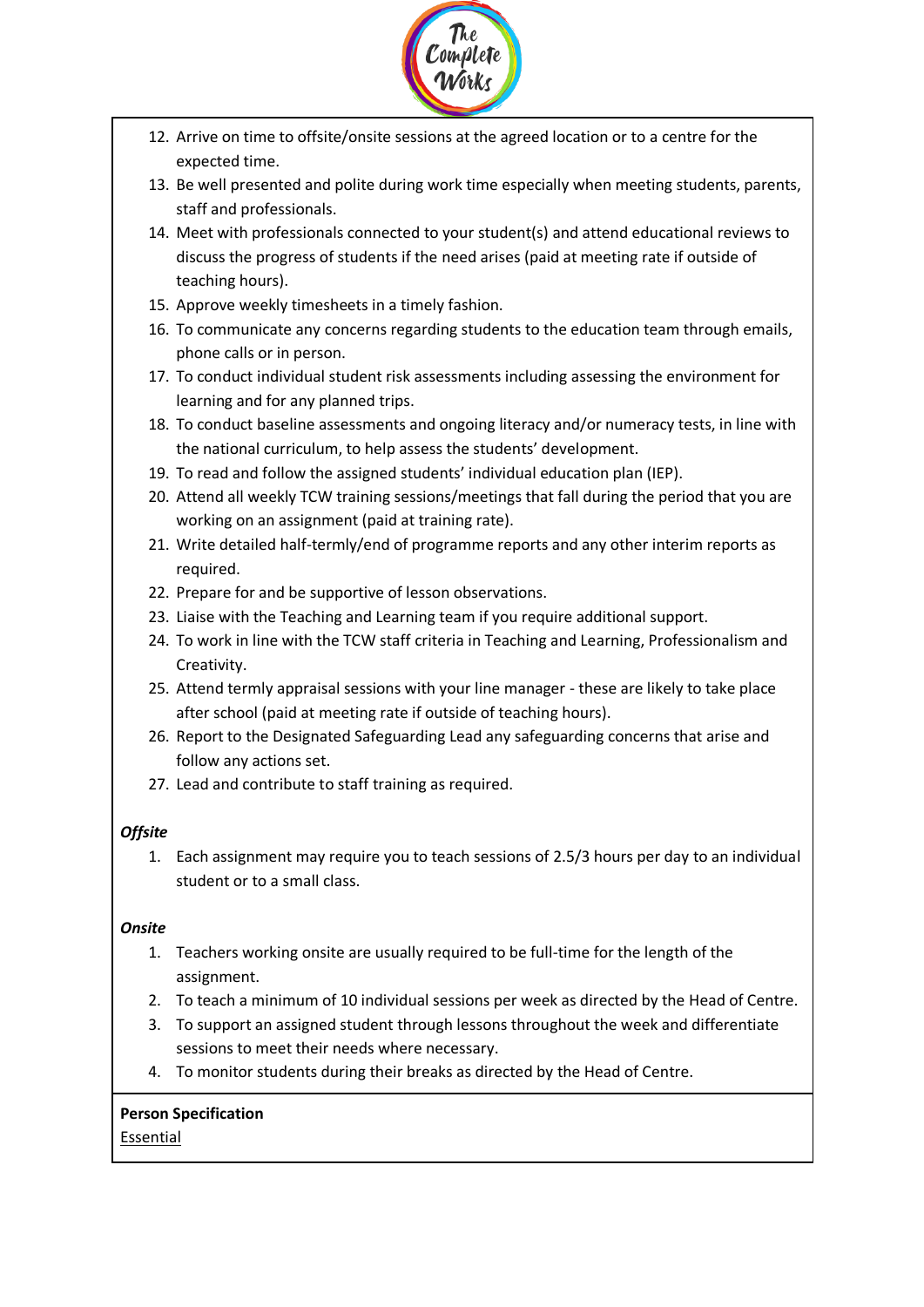12. Arrive on time to offsite/onsite sessions at the agreed location or to a centre for the expected time.
13. Be well presented and polite during work time especially when meeting students, parents, staff and professionals.
14. Meet with professionals connected to your student(s) and attend educational reviews to discuss the progress of students if the need arises (paid at meeting rate if outside of teaching hours).
15. Approve weekly timesheets in a timely fashion.
16. To communicate any concerns regarding students to the education team through emails, phone calls or in person.
17. To conduct individual student risk assessments including assessing the environment for learning and for any planned trips.
18. To conduct baseline assessments and ongoing literacy and/or numeracy tests, in line with the national curriculum, to help assess the students' development.
19. To read and follow the assigned students' individual education plan (IEP).
20. Attend all weekly TCW training sessions/meetings that fall during the period that you are working on an assignment (paid at training rate).
21. Write detailed half-termly/end of programme reports and any other interim reports as required.
22. Prepare for and be supportive of lesson observations.
23. Liaise with the Teaching and Learning team if you require additional support.
24. To work in line with the TCW staff criteria in Teaching and Learning, Professionalism and Creativity.
25. Attend termly appraisal sessions with your line manager - these are likely to take place after school (paid at meeting rate if outside of teaching hours).
26. Report to the Designated Safeguarding Lead any safeguarding concerns that arise and follow any actions set.
27. Lead and contribute to staff training as required.

***Offsite***

1. Each assignment may require you to teach sessions of 2.5/3 hours per day to an individual student or to a small class.

***Onsite***

1. Teachers working onsite are usually required to be full-time for the length of the assignment.
2. To teach a minimum of 10 individual sessions per week as directed by the Head of Centre.
3. To support an assigned student through lessons throughout the week and differentiate sessions to meet their needs where necessary.
4. To monitor students during their breaks as directed by the Head of Centre.

**Person Specification**

Essential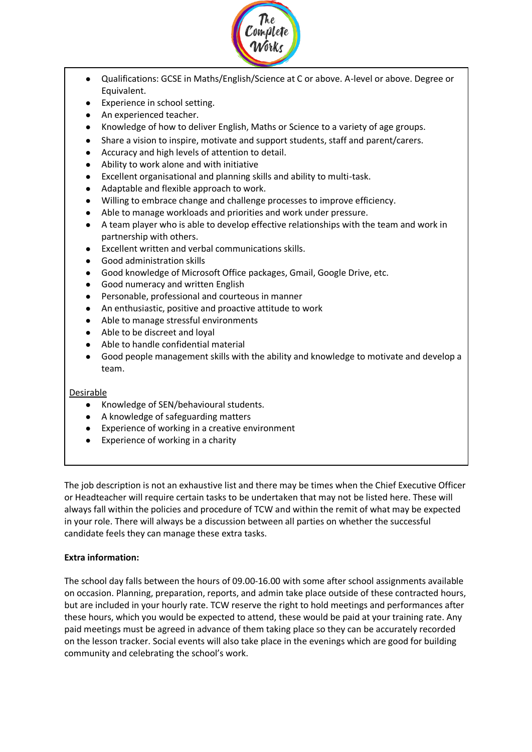- Qualifications: GCSE in Maths/English/Science at C or above. A-level or above. Degree or Equivalent.
- Experience in school setting.
- An experienced teacher.
- Knowledge of how to deliver English, Maths or Science to a variety of age groups.
- Share a vision to inspire, motivate and support students, staff and parent/carers.
- Accuracy and high levels of attention to detail.
- Ability to work alone and with initiative
- Excellent organisational and planning skills and ability to multi-task.
- Adaptable and flexible approach to work.
- Willing to embrace change and challenge processes to improve efficiency.
- Able to manage workloads and priorities and work under pressure.
- A team player who is able to develop effective relationships with the team and work in partnership with others.
- Excellent written and verbal communications skills.
- Good administration skills
- Good knowledge of Microsoft Office packages, Gmail, Google Drive, etc.
- Good numeracy and written English
- Personable, professional and courteous in manner
- An enthusiastic, positive and proactive attitude to work
- Able to manage stressful environments
- Able to be discreet and loyal
- Able to handle confidential material
- Good people management skills with the ability and knowledge to motivate and develop a team.

<u>Desirable</u>

- Knowledge of SEN/behavioural students.
- A knowledge of safeguarding matters
- Experience of working in a creative environment
- Experience of working in a charity

The job description is not an exhaustive list and there may be times when the Chief Executive Officer or Headteacher will require certain tasks to be undertaken that may not be listed here. These will always fall within the policies and procedure of TCW and within the remit of what may be expected in your role. There will always be a discussion between all parties on whether the successful candidate feels they can manage these extra tasks.

**Extra information:**

The school day falls between the hours of 09.00-16.00 with some after school assignments available on occasion. Planning, preparation, reports, and admin take place outside of these contracted hours, but are included in your hourly rate. TCW reserve the right to hold meetings and performances after these hours, which you would be expected to attend, these would be paid at your training rate. Any paid meetings must be agreed in advance of them taking place so they can be accurately recorded on the lesson tracker. Social events will also take place in the evenings which are good for building community and celebrating the school's work.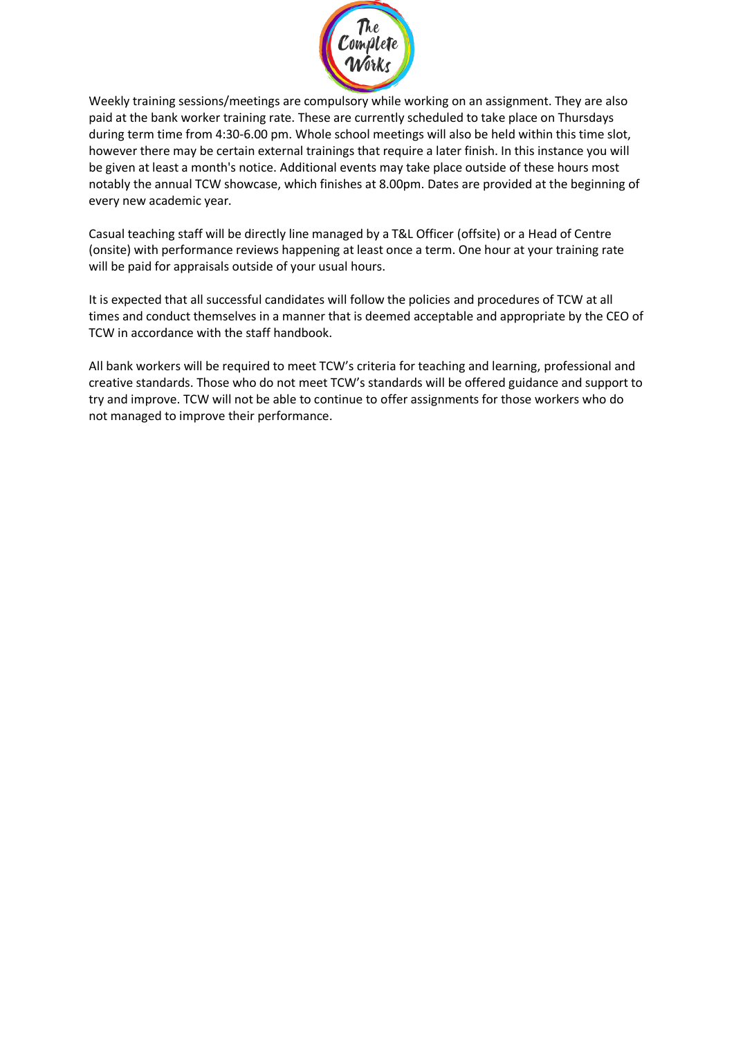Weekly training sessions/meetings are compulsory while working on an assignment. They are also paid at the bank worker training rate. These are currently scheduled to take place on Thursdays during term time from 4:30-6.00 pm. Whole school meetings will also be held within this time slot, however there may be certain external trainings that require a later finish. In this instance you will be given at least a month's notice. Additional events may take place outside of these hours most notably the annual TCW showcase, which finishes at 8.00pm. Dates are provided at the beginning of every new academic year.

Casual teaching staff will be directly line managed by a T&L Officer (offsite) or a Head of Centre (onsite) with performance reviews happening at least once a term. One hour at your training rate will be paid for appraisals outside of your usual hours.

It is expected that all successful candidates will follow the policies and procedures of TCW at all times and conduct themselves in a manner that is deemed acceptable and appropriate by the CEO of TCW in accordance with the staff handbook.

All bank workers will be required to meet TCW's criteria for teaching and learning, professional and creative standards. Those who do not meet TCW's standards will be offered guidance and support to try and improve. TCW will not be able to continue to offer assignments for those workers who do not managed to improve their performance.